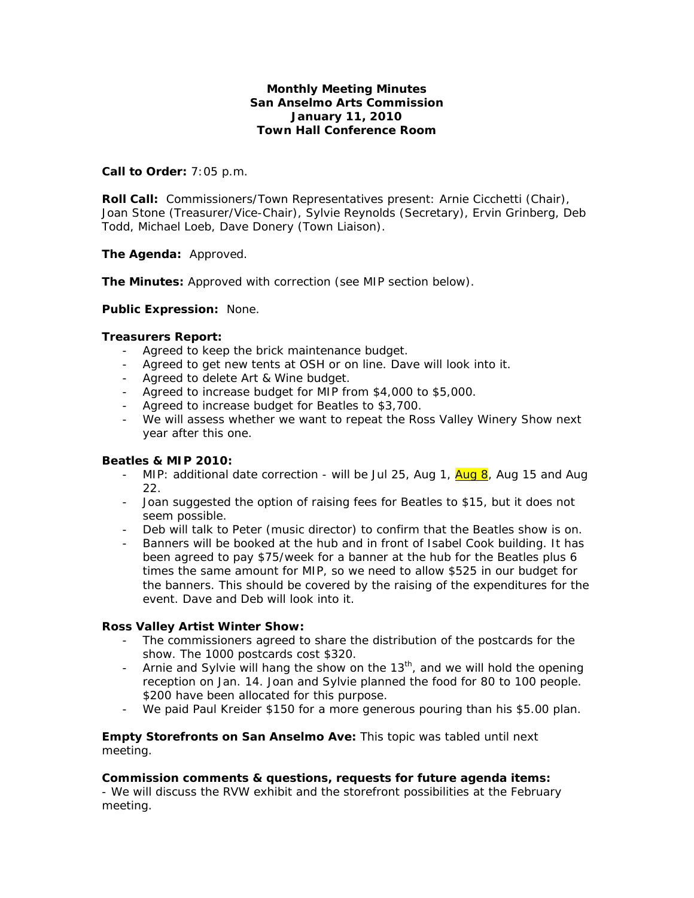**Monthly Meeting Minutes**
**San Anselmo Arts Commission**
**January 11, 2010**
**Town Hall Conference Room**

**Call to Order:** 7:05 p.m.

**Roll Call:** Commissioners/Town Representatives present: Arnie Cicchetti (Chair), Joan Stone (Treasurer/Vice-Chair), Sylvie Reynolds (Secretary), Ervin Grinberg, Deb Todd, Michael Loeb, Dave Donery (Town Liaison).

**The Agenda:** Approved.

**The Minutes:** Approved with correction (see MIP section below).

**Public Expression:** None.

**Treasurers Report:**

- Agreed to keep the brick maintenance budget.
- Agreed to get new tents at OSH or on line. Dave will look into it.
- Agreed to delete Art & Wine budget.
- Agreed to increase budget for MIP from $4,000 to $5,000.
- Agreed to increase budget for Beatles to $3,700.
- We will assess whether we want to repeat the Ross Valley Winery Show next year after this one.

**Beatles & MIP 2010:**

- MIP: additional date correction - will be Jul 25, Aug 1, Aug 8, Aug 15 and Aug 22.
- Joan suggested the option of raising fees for Beatles to $15, but it does not seem possible.
- Deb will talk to Peter (music director) to confirm that the Beatles show is on.
- Banners will be booked at the hub and in front of Isabel Cook building. It has been agreed to pay $75/week for a banner at the hub for the Beatles plus 6 times the same amount for MIP, so we need to allow $525 in our budget for the banners. This should be covered by the raising of the expenditures for the event. Dave and Deb will look into it.

**Ross Valley Artist Winter Show:**

- The commissioners agreed to share the distribution of the postcards for the show. The 1000 postcards cost $320.
- Arnie and Sylvie will hang the show on the 13th, and we will hold the opening reception on Jan. 14. Joan and Sylvie planned the food for 80 to 100 people. $200 have been allocated for this purpose.
- We paid Paul Kreider $150 for a more generous pouring than his $5.00 plan.

**Empty Storefronts on San Anselmo Ave:** This topic was tabled until next meeting.

**Commission comments & questions, requests for future agenda items:**
- We will discuss the RVW exhibit and the storefront possibilities at the February meeting.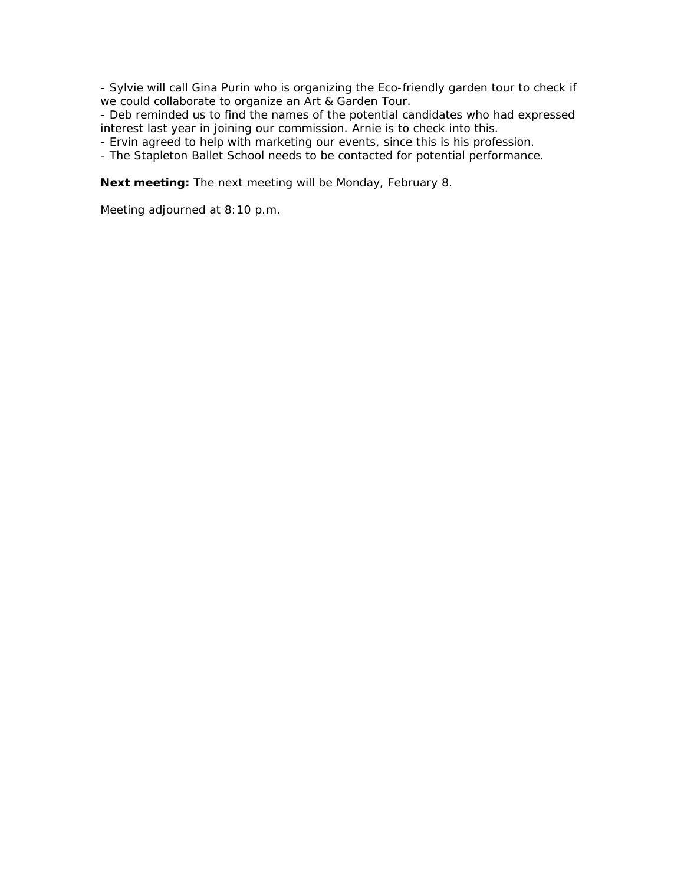- Sylvie will call Gina Purin who is organizing the Eco-friendly garden tour to check if we could collaborate to organize an Art & Garden Tour.
- Deb reminded us to find the names of the potential candidates who had expressed interest last year in joining our commission. Arnie is to check into this.
- Ervin agreed to help with marketing our events, since this is his profession.
- The Stapleton Ballet School needs to be contacted for potential performance.

**Next meeting:** The next meeting will be Monday, February 8.

Meeting adjourned at 8:10 p.m.